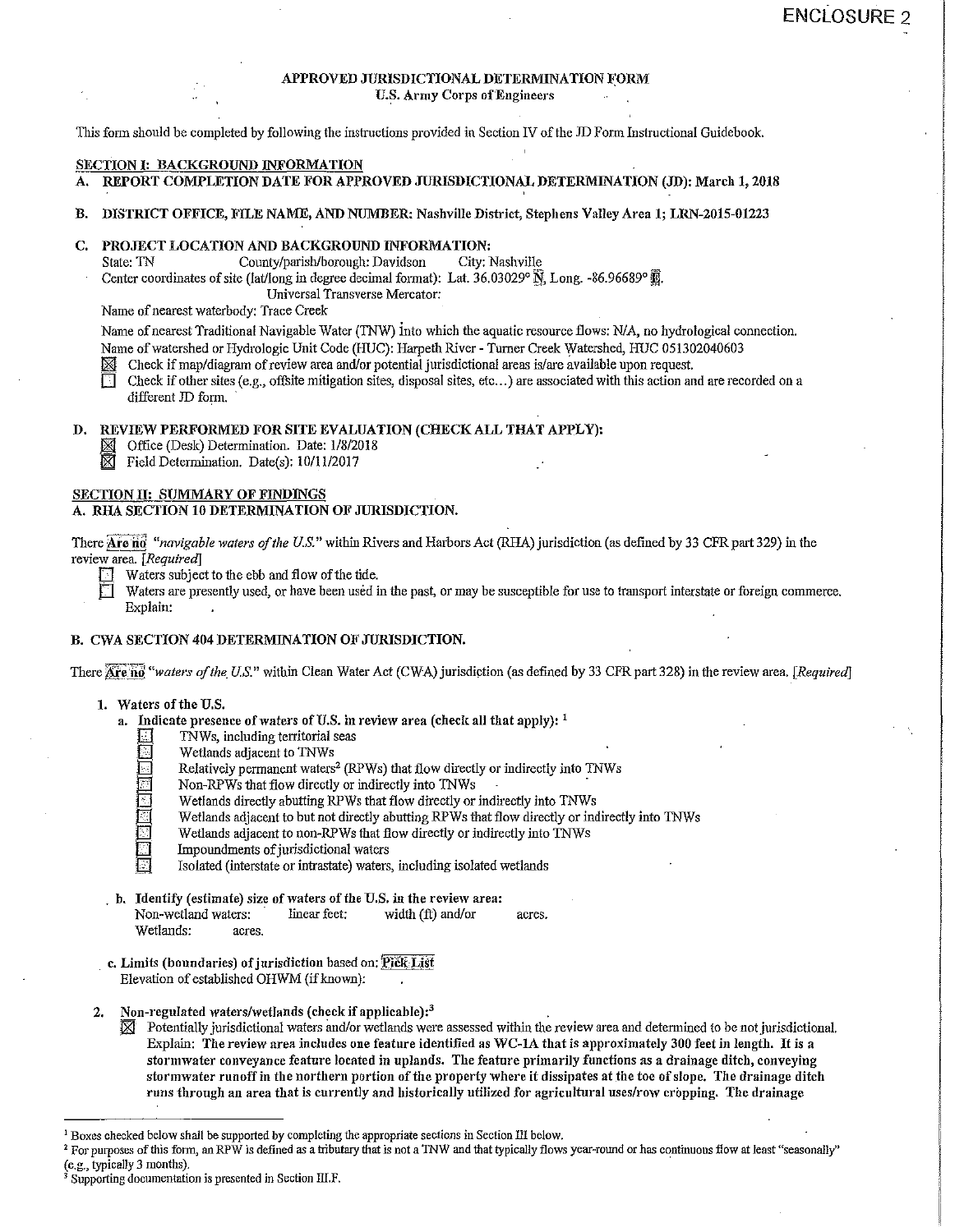ENCLOSURE 2

# APPROVED JURISDICTIONAL DETERMINATION FORM
## U.S. Army Corps of Engineers

This form should be completed by following the instructions provided in Section IV of the JD Form Instructional Guidebook.

## SECTION I: BACKGROUND INFORMATION

**A. REPORT COMPLETION DATE FOR APPROVED JURISDICTIONAL DETERMINATION (JD): March 1, 2018**

**B. DISTRICT OFFICE, FILE NAME, AND NUMBER: Nashville District, Stephens Valley Area 1; LRN-2015-01223**

**C. PROJECT LOCATION AND BACKGROUND INFORMATION:**

State: TN County/parish/borough: Davidson City: Nashville
Center coordinates of site (lat/long in degree decimal format): Lat. 36.03029° N, Long. -86.96689° E.
Universal Transverse Mercator:
Name of nearest waterbody: Trace Creek
Name of nearest Traditional Navigable Water (TNW) into which the aquatic resource flows: N/A, no hydrological connection.
Name of watershed or Hydrologic Unit Code (HUC): Harpeth River - Turner Creek Watershed, HUC 051302040603

☒ Check if map/diagram of review area and/or potential jurisdictional areas is/are available upon request.
☐ Check if other sites (e.g., offsite mitigation sites, disposal sites, etc...) are associated with this action and are recorded on a different JD form.

**D. REVIEW PERFORMED FOR SITE EVALUATION (CHECK ALL THAT APPLY):**

☒ Office (Desk) Determination. Date: 1/8/2018
☒ Field Determination. Date(s): 10/11/2017

## SECTION II: SUMMARY OF FINDINGS

**A. RHA SECTION 10 DETERMINATION OF JURISDICTION.**

There **Are no** "*navigable waters of the U.S.*" within Rivers and Harbors Act (RHA) jurisdiction (as defined by 33 CFR part 329) in the review area. *[Required]*

☐ Waters subject to the ebb and flow of the tide.
☐ Waters are presently used, or have been used in the past, or may be susceptible for use to transport interstate or foreign commerce. Explain:

**B. CWA SECTION 404 DETERMINATION OF JURISDICTION.**

There **Are no** "*waters of the U.S.*" within Clean Water Act (CWA) jurisdiction (as defined by 33 CFR part 328) in the review area. *[Required]*

1. **Waters of the U.S.**
   a. **Indicate presence of waters of U.S. in review area (check all that apply):** [1]
      - ☐ TNWs, including territorial seas
      - ☐ Wetlands adjacent to TNWs
      - ☐ Relatively permanent waters[2] (RPWs) that flow directly or indirectly into TNWs
      - ☐ Non-RPWs that flow directly or indirectly into TNWs
      - ☐ Wetlands directly abutting RPWs that flow directly or indirectly into TNWs
      - ☐ Wetlands adjacent to but not directly abutting RPWs that flow directly or indirectly into TNWs
      - ☐ Wetlands adjacent to non-RPWs that flow directly or indirectly into TNWs
      - ☐ Impoundments of jurisdictional waters
      - ☐ Isolated (interstate or intrastate) waters, including isolated wetlands

   b. **Identify (estimate) size of waters of the U.S. in the review area:**
      Non-wetland waters: linear feet: width (ft) and/or acres.
      Wetlands: acres.

   c. **Limits (boundaries) of jurisdiction** based on: **Pick List**
      Elevation of established OHWM (if known):

2. **Non-regulated waters/wetlands (check if applicable):**[3]
   ☒ Potentially jurisdictional waters and/or wetlands were assessed within the review area and determined to be not jurisdictional. Explain: **The review area includes one feature identified as WC-1A that is approximately 300 feet in length. It is a stormwater conveyance feature located in uplands. The feature primarily functions as a drainage ditch, conveying stormwater runoff in the northern portion of the property where it dissipates at the toe of slope. The drainage ditch runs through an area that is currently and historically utilized for agricultural uses/row cropping. The drainage**

---

[1] Boxes checked below shall be supported by completing the appropriate sections in Section III below.
[2] For purposes of this form, an RPW is defined as a tributary that is not a TNW and that typically flows year-round or has continuous flow at least "seasonally" (e.g., typically 3 months).
[3] Supporting documentation is presented in Section III.F.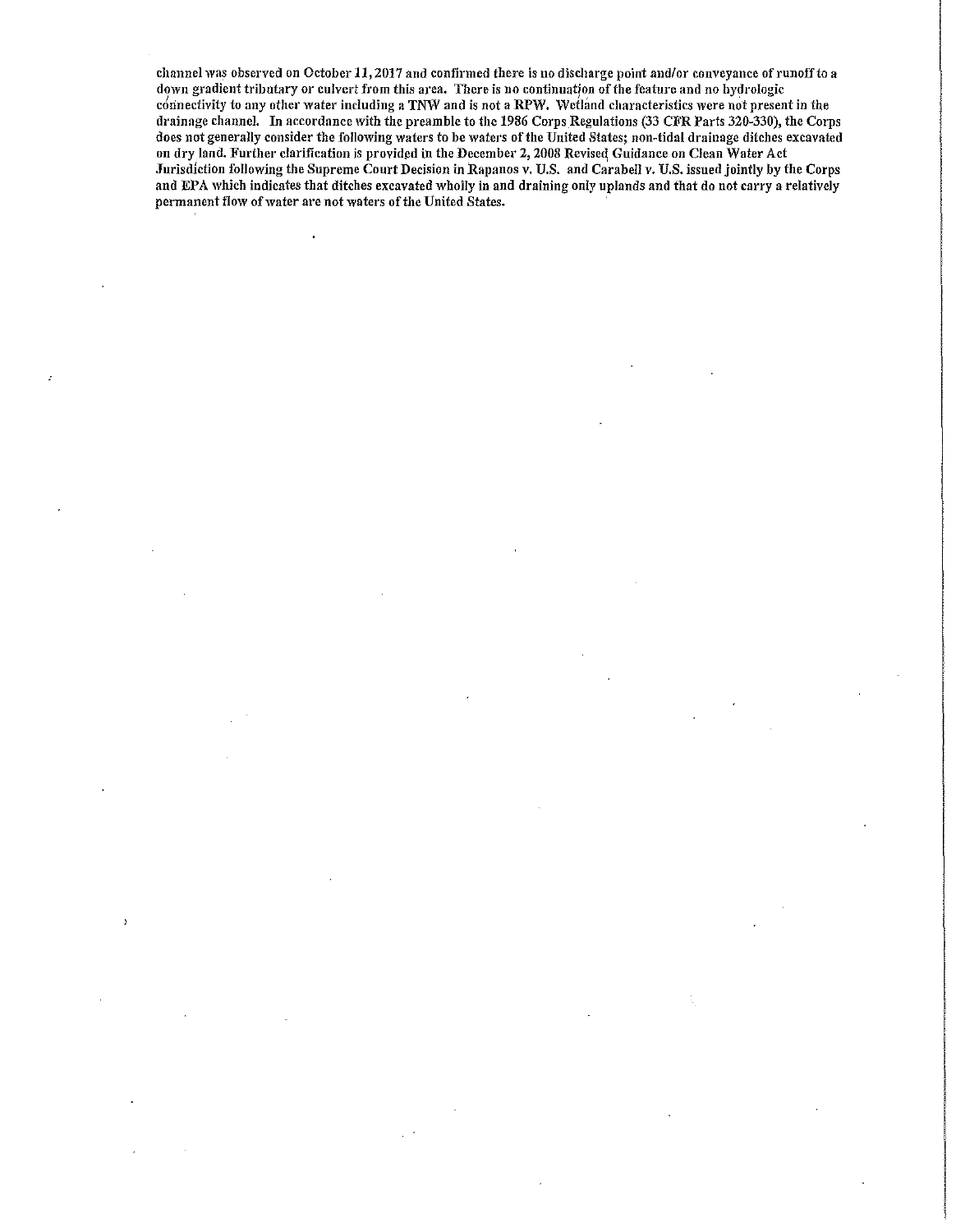channel was observed on October 11, 2017 and confirmed there is no discharge point and/or conveyance of runoff to a down gradient tributary or culvert from this area. There is no continuation of the feature and no hydrologic connectivity to any other water including a TNW and is not a RPW. Wetland characteristics were not present in the drainage channel. In accordance with the preamble to the 1986 Corps Regulations (33 CFR Parts 320-330), the Corps does not generally consider the following waters to be waters of the United States; non-tidal drainage ditches excavated on dry land. Further clarification is provided in the December 2, 2008 Revised Guidance on Clean Water Act Jurisdiction following the Supreme Court Decision in Rapanos v. U.S. and Carabell v. U.S. issued jointly by the Corps and EPA which indicates that ditches excavated wholly in and draining only uplands and that do not carry a relatively permanent flow of water are not waters of the United States.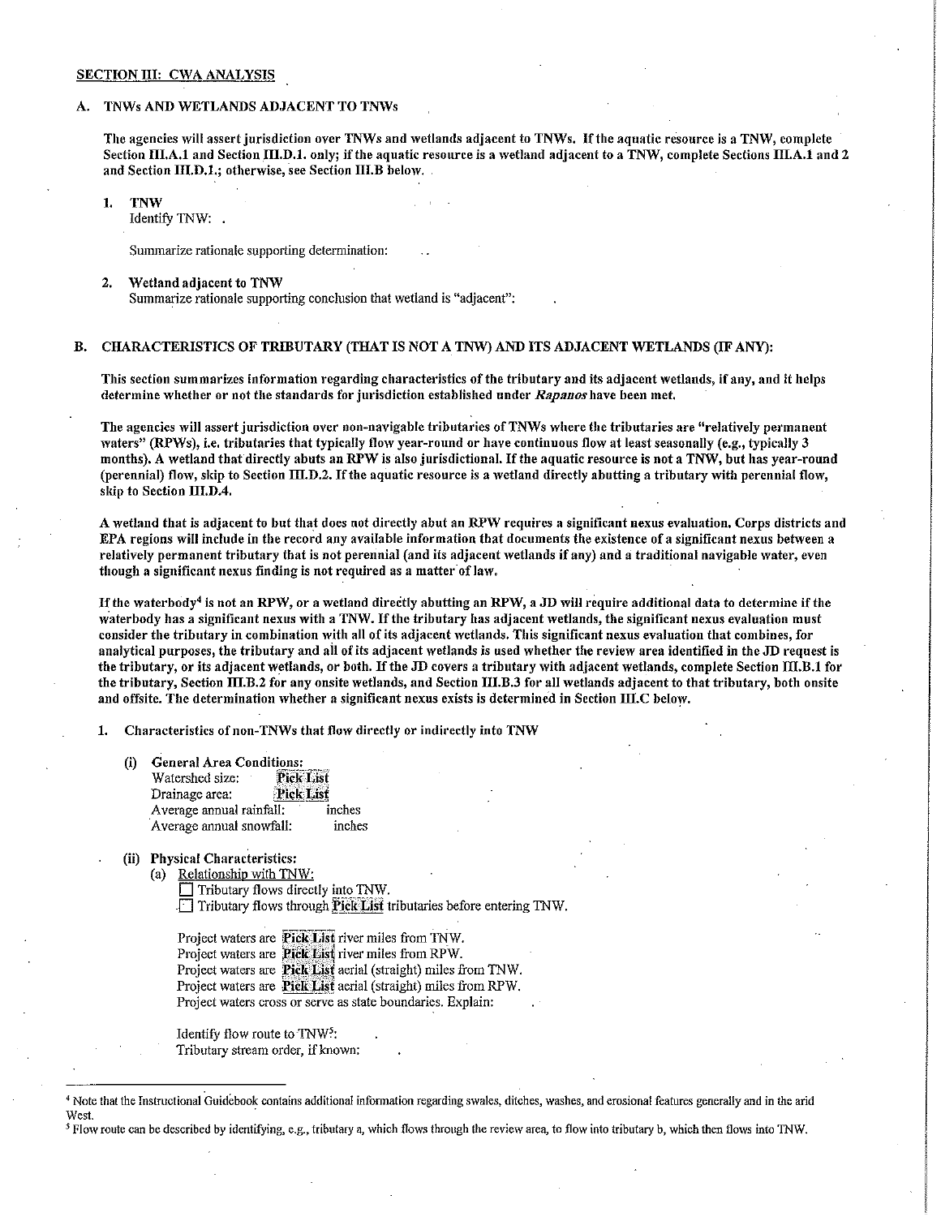## SECTION III: CWA ANALYSIS

### A. TNWs AND WETLANDS ADJACENT TO TNWs

The agencies will assert jurisdiction over TNWs and wetlands adjacent to TNWs. If the aquatic resource is a TNW, complete Section III.A.1 and Section III.D.1. only; if the aquatic resource is a wetland adjacent to a TNW, complete Sections III.A.1 and 2 and Section III.D.1.; otherwise, see Section III.B below.

1. **TNW**
   Identify TNW: .

   Summarize rationale supporting determination:

2. **Wetland adjacent to TNW**
   Summarize rationale supporting conclusion that wetland is "adjacent":

### B. CHARACTERISTICS OF TRIBUTARY (THAT IS NOT A TNW) AND ITS ADJACENT WETLANDS (IF ANY):

**This section summarizes information regarding characteristics of the tributary and its adjacent wetlands, if any, and it helps determine whether or not the standards for jurisdiction established under *Rapanos* have been met.**

**The agencies will assert jurisdiction over non-navigable tributaries of TNWs where the tributaries are "relatively permanent waters" (RPWs), i.e. tributaries that typically flow year-round or have continuous flow at least seasonally (e.g., typically 3 months). A wetland that directly abuts an RPW is also jurisdictional. If the aquatic resource is not a TNW, but has year-round (perennial) flow, skip to Section III.D.2. If the aquatic resource is a wetland directly abutting a tributary with perennial flow, skip to Section III.D.4.**

**A wetland that is adjacent to but that does not directly abut an RPW requires a significant nexus evaluation. Corps districts and EPA regions will include in the record any available information that documents the existence of a significant nexus between a relatively permanent tributary that is not perennial (and its adjacent wetlands if any) and a traditional navigable water, even though a significant nexus finding is not required as a matter of law.**

**If the waterbody[4] is not an RPW, or a wetland directly abutting an RPW, a JD will require additional data to determine if the waterbody has a significant nexus with a TNW. If the tributary has adjacent wetlands, the significant nexus evaluation must consider the tributary in combination with all of its adjacent wetlands. This significant nexus evaluation that combines, for analytical purposes, the tributary and all of its adjacent wetlands is used whether the review area identified in the JD request is the tributary, or its adjacent wetlands, or both. If the JD covers a tributary with adjacent wetlands, complete Section III.B.1 for the tributary, Section III.B.2 for any onsite wetlands, and Section III.B.3 for all wetlands adjacent to that tributary, both onsite and offsite. The determination whether a significant nexus exists is determined in Section III.C below.**

1. **Characteristics of non-TNWs that flow directly or indirectly into TNW**

   (i) **General Area Conditions:**
   Watershed size: **Pick List**
   Drainage area: **Pick List**
   Average annual rainfall: inches
   Average annual snowfall: inches

   (ii) **Physical Characteristics:**
   (a) Relationship with TNW:
   ☐ Tributary flows directly into TNW.
   ☐ Tributary flows through **Pick List** tributaries before entering TNW.

   Project waters are **Pick List** river miles from TNW.
   Project waters are **Pick List** river miles from RPW.
   Project waters are **Pick List** aerial (straight) miles from TNW.
   Project waters are **Pick List** aerial (straight) miles from RPW.
   Project waters cross or serve as state boundaries. Explain:

   Identify flow route to TNW[5]:
   Tributary stream order, if known:

---

[4] Note that the Instructional Guidebook contains additional information regarding swales, ditches, washes, and erosional features generally and in the arid West.

[5] Flow route can be described by identifying, e.g., tributary a, which flows through the review area, to flow into tributary b, which then flows into TNW.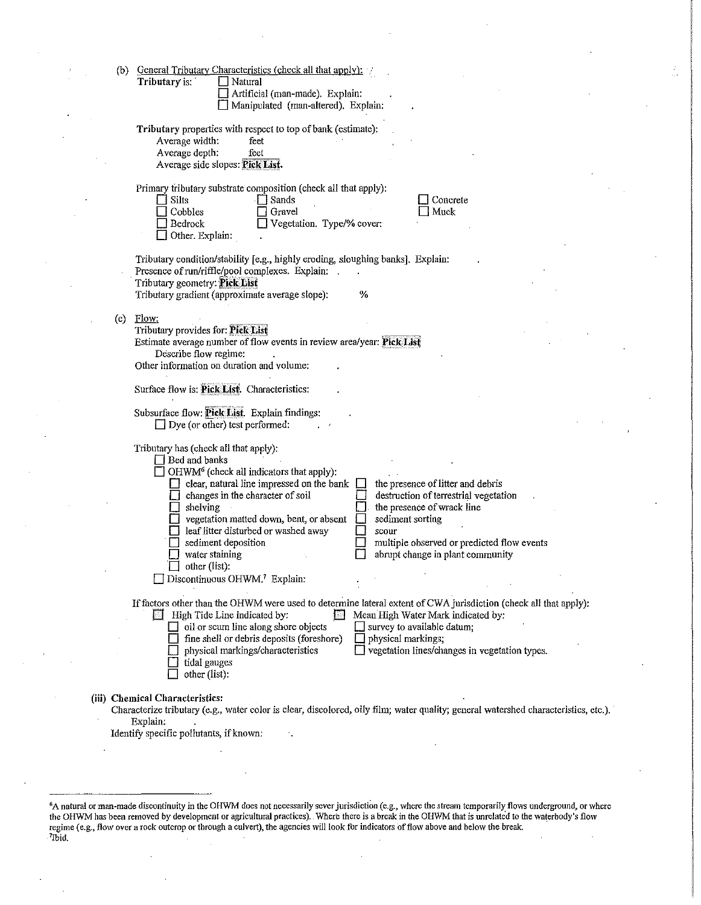(b) General Tributary Characteristics (check all that apply):

**Tributary** is: ☐ Natural
☐ Artificial (man-made). Explain:
☐ Manipulated (man-altered). Explain:

**Tributary** properties with respect to top of bank (estimate):
Average width: feet
Average depth: feet
Average side slopes: **Pick List**.

Primary tributary substrate composition (check all that apply):

☐ Silts ☐ Sands ☐ Concrete
☐ Cobbles ☐ Gravel ☐ Muck
☐ Bedrock ☐ Vegetation. Type/% cover:
☐ Other. Explain:

Tributary condition/stability [e.g., highly eroding, sloughing banks]. Explain:
Presence of run/riffle/pool complexes. Explain:
Tributary geometry: **Pick List**
Tributary gradient (approximate average slope): %

(c) Flow:

Tributary provides for: **Pick List**
Estimate average number of flow events in review area/year: **Pick List**
Describe flow regime:
Other information on duration and volume:

Surface flow is: **Pick List**. Characteristics:

Subsurface flow: **Pick List**. Explain findings:
☐ Dye (or other) test performed:

Tributary has (check all that apply):
☐ Bed and banks
☐ OHWM[6] (check all indicators that apply):

☐ clear, natural line impressed on the bank
☐ changes in the character of soil
☐ shelving
☐ vegetation matted down, bent, or absent
☐ leaf litter disturbed or washed away
☐ sediment deposition
☐ water staining
☐ other (list):
☐ the presence of litter and debris
☐ destruction of terrestrial vegetation
☐ the presence of wrack line
☐ sediment sorting
☐ scour
☐ multiple observed or predicted flow events
☐ abrupt change in plant community

☐ Discontinuous OHWM.[7] Explain:

If factors other than the OHWM were used to determine lateral extent of CWA jurisdiction (check all that apply):

☐ High Tide Line indicated by:
☐ oil or scum line along shore objects
☐ fine shell or debris deposits (foreshore)
☐ physical markings/characteristics
☐ tidal gauges
☐ other (list):

☐ Mean High Water Mark indicated by:
☐ survey to available datum;
☐ physical markings;
☐ vegetation lines/changes in vegetation types.

**(iii) Chemical Characteristics:**

Characterize tributary (e.g., water color is clear, discolored, oily film; water quality; general watershed characteristics, etc.). Explain:

Identify specific pollutants, if known:

---

[6]A natural or man-made discontinuity in the OHWM does not necessarily sever jurisdiction (e.g., where the stream temporarily flows underground, or where the OHWM has been removed by development or agricultural practices). Where there is a break in the OHWM that is unrelated to the waterbody's flow regime (e.g., flow over a rock outcrop or through a culvert), the agencies will look for indicators of flow above and below the break.

[7]Ibid.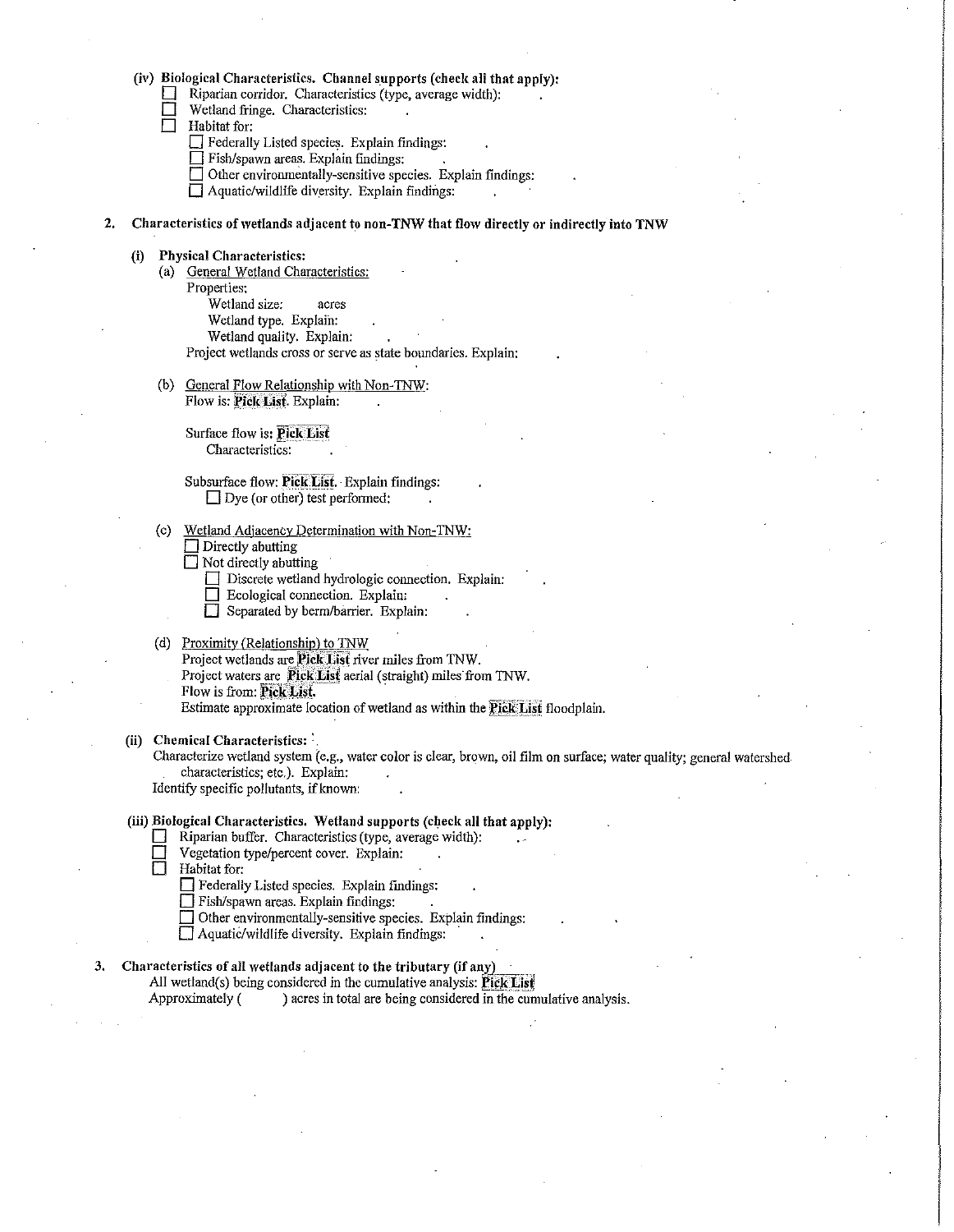**(iv) Biological Characteristics. Channel supports (check all that apply):**

- ☐ Riparian corridor. Characteristics (type, average width): .
- ☐ Wetland fringe. Characteristics: .
- ☐ Habitat for:
  - ☐ Federally Listed species. Explain findings: .
  - ☐ Fish/spawn areas. Explain findings: .
  - ☐ Other environmentally-sensitive species. Explain findings: .
  - ☐ Aquatic/wildlife diversity. Explain findings: .

**2. Characteristics of wetlands adjacent to non-TNW that flow directly or indirectly into TNW**

**(i) Physical Characteristics:**

(a) General Wetland Characteristics:

Properties:

Wetland size: acres

Wetland type. Explain: .

Wetland quality. Explain: .

Project wetlands cross or serve as state boundaries. Explain: .

(b) General Flow Relationship with Non-TNW:

Flow is: **Pick List**. Explain: .

Surface flow is: **Pick List**

Characteristics: .

Subsurface flow: **Pick List**. Explain findings: .

☐ Dye (or other) test performed: .

(c) Wetland Adjacency Determination with Non-TNW:

- ☐ Directly abutting
- ☐ Not directly abutting
  - ☐ Discrete wetland hydrologic connection. Explain: .
  - ☐ Ecological connection. Explain: .
  - ☐ Separated by berm/barrier. Explain: .

(d) Proximity (Relationship) to TNW

Project wetlands are **Pick List** river miles from TNW.

Project waters are **Pick List** aerial (straight) miles from TNW.

Flow is from: **Pick List**.

Estimate approximate location of wetland as within the **Pick List** floodplain.

**(ii) Chemical Characteristics:**

Characterize wetland system (e.g., water color is clear, brown, oil film on surface; water quality; general watershed characteristics; etc.). Explain: .

Identify specific pollutants, if known: .

**(iii) Biological Characteristics. Wetland supports (check all that apply):**

- ☐ Riparian buffer. Characteristics (type, average width): .
- ☐ Vegetation type/percent cover. Explain: .
- ☐ Habitat for:
  - ☐ Federally Listed species. Explain findings: .
  - ☐ Fish/spawn areas. Explain findings: .
  - ☐ Other environmentally-sensitive species. Explain findings: .
  - ☐ Aquatic/wildlife diversity. Explain findings: .

**3. Characteristics of all wetlands adjacent to the tributary (if any)**

All wetland(s) being considered in the cumulative analysis: **Pick List**

Approximately ( ) acres in total are being considered in the cumulative analysis.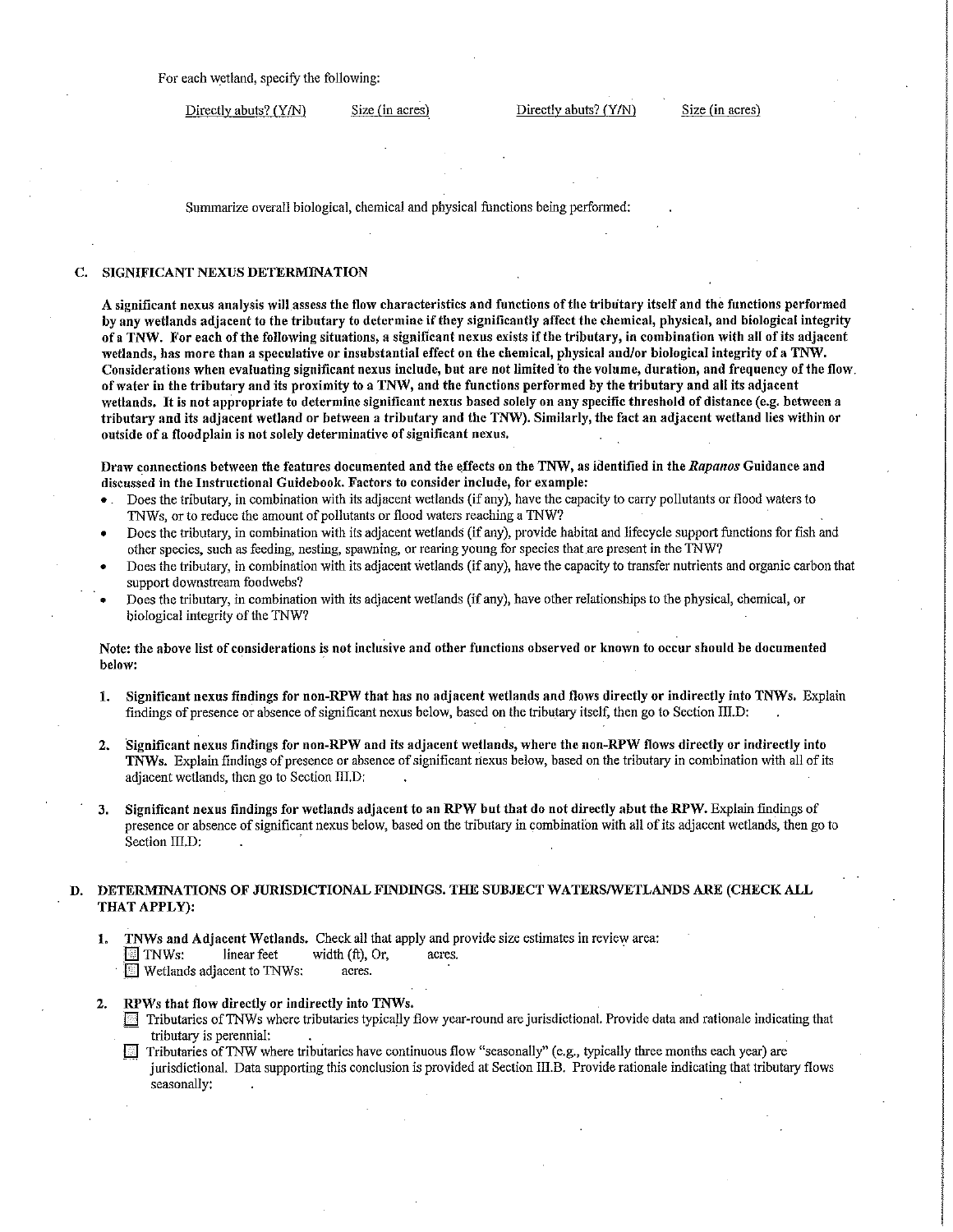For each wetland, specify the following:

Directly abuts? (Y/N)    Size (in acres)    Directly abuts? (Y/N)    Size (in acres)

Summarize overall biological, chemical and physical functions being performed: .

## C. SIGNIFICANT NEXUS DETERMINATION

**A significant nexus analysis will assess the flow characteristics and functions of the tributary itself and the functions performed by any wetlands adjacent to the tributary to determine if they significantly affect the chemical, physical, and biological integrity of a TNW. For each of the following situations, a significant nexus exists if the tributary, in combination with all of its adjacent wetlands, has more than a speculative or insubstantial effect on the chemical, physical and/or biological integrity of a TNW. Considerations when evaluating significant nexus include, but are not limited to the volume, duration, and frequency of the flow of water in the tributary and its proximity to a TNW, and the functions performed by the tributary and all its adjacent wetlands. It is not appropriate to determine significant nexus based solely on any specific threshold of distance (e.g. between a tributary and its adjacent wetland or between a tributary and the TNW). Similarly, the fact an adjacent wetland lies within or outside of a floodplain is not solely determinative of significant nexus.**

**Draw connections between the features documented and the effects on the TNW, as identified in the *Rapanos* Guidance and discussed in the Instructional Guidebook. Factors to consider include, for example:**

- Does the tributary, in combination with its adjacent wetlands (if any), have the capacity to carry pollutants or flood waters to TNWs, or to reduce the amount of pollutants or flood waters reaching a TNW?
- Does the tributary, in combination with its adjacent wetlands (if any), provide habitat and lifecycle support functions for fish and other species, such as feeding, nesting, spawning, or rearing young for species that are present in the TNW?
- Does the tributary, in combination with its adjacent wetlands (if any), have the capacity to transfer nutrients and organic carbon that support downstream foodwebs?
- Does the tributary, in combination with its adjacent wetlands (if any), have other relationships to the physical, chemical, or biological integrity of the TNW?

**Note: the above list of considerations is not inclusive and other functions observed or known to occur should be documented below:**

1. **Significant nexus findings for non-RPW that has no adjacent wetlands and flows directly or indirectly into TNWs.** Explain findings of presence or absence of significant nexus below, based on the tributary itself, then go to Section III.D: .

2. **Significant nexus findings for non-RPW and its adjacent wetlands, where the non-RPW flows directly or indirectly into TNWs.** Explain findings of presence or absence of significant nexus below, based on the tributary in combination with all of its adjacent wetlands, then go to Section III.D: .

3. **Significant nexus findings for wetlands adjacent to an RPW but that do not directly abut the RPW.** Explain findings of presence or absence of significant nexus below, based on the tributary in combination with all of its adjacent wetlands, then go to Section III.D: .

## D. DETERMINATIONS OF JURISDICTIONAL FINDINGS. THE SUBJECT WATERS/WETLANDS ARE (CHECK ALL THAT APPLY):

1. **TNWs and Adjacent Wetlands.** Check all that apply and provide size estimates in review area:
   - ☐ TNWs: linear feet width (ft), Or, acres.
   - ☐ Wetlands adjacent to TNWs: acres.

2. **RPWs that flow directly or indirectly into TNWs.**
   - ☐ Tributaries of TNWs where tributaries typically flow year-round are jurisdictional. Provide data and rationale indicating that tributary is perennial: .
   - ☐ Tributaries of TNW where tributaries have continuous flow "seasonally" (e.g., typically three months each year) are jurisdictional. Data supporting this conclusion is provided at Section III.B. Provide rationale indicating that tributary flows seasonally: .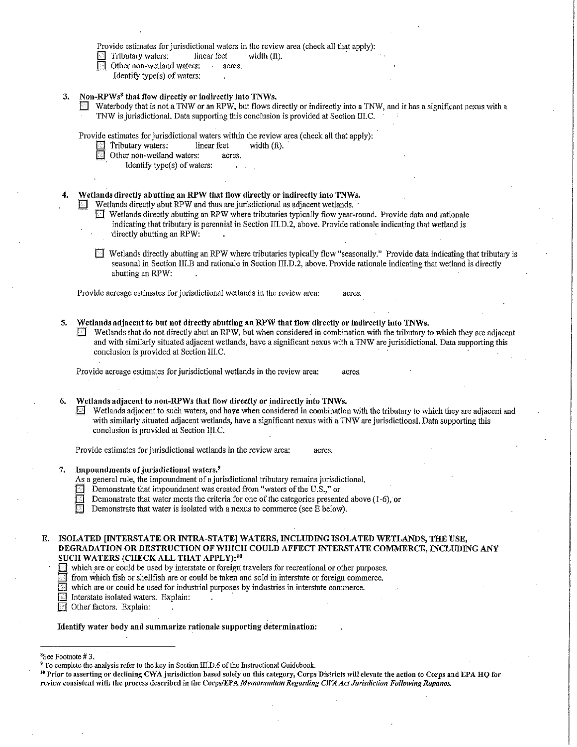Provide estimates for jurisdictional waters in the review area (check all that apply):

- ☐ Tributary waters: linear feet width (ft).
- ☐ Other non-wetland waters: acres.
  - Identify type(s) of waters:

**3. Non-RPWs[8] that flow directly or indirectly into TNWs.**

☐ Waterbody that is not a TNW or an RPW, but flows directly or indirectly into a TNW, and it has a significant nexus with a TNW is jurisdictional. Data supporting this conclusion is provided at Section III.C.

Provide estimates for jurisdictional waters within the review area (check all that apply):

- ☐ Tributary waters: linear feet width (ft).
- ☐ Other non-wetland waters: acres.
  - Identify type(s) of waters:

**4. Wetlands directly abutting an RPW that flow directly or indirectly into TNWs.**

☐ Wetlands directly abut RPW and thus are jurisdictional as adjacent wetlands.

- ☐ Wetlands directly abutting an RPW where tributaries typically flow year-round. Provide data and rationale indicating that tributary is perennial in Section III.D.2, above. Provide rationale indicating that wetland is directly abutting an RPW:
- ☐ Wetlands directly abutting an RPW where tributaries typically flow "seasonally." Provide data indicating that tributary is seasonal in Section III.B and rationale in Section III.D.2, above. Provide rationale indicating that wetland is directly abutting an RPW:

Provide acreage estimates for jurisdictional wetlands in the review area: acres.

**5. Wetlands adjacent to but not directly abutting an RPW that flow directly or indirectly into TNWs.**

☐ Wetlands that do not directly abut an RPW, but when considered in combination with the tributary to which they are adjacent and with similarly situated adjacent wetlands, have a significant nexus with a TNW are jurisidictional. Data supporting this conclusion is provided at Section III.C.

Provide acreage estimates for jurisdictional wetlands in the review area: acres.

**6. Wetlands adjacent to non-RPWs that flow directly or indirectly into TNWs.**

☐ Wetlands adjacent to such waters, and have when considered in combination with the tributary to which they are adjacent and with similarly situated adjacent wetlands, have a significant nexus with a TNW are jurisdictional. Data supporting this conclusion is provided at Section III.C.

Provide estimates for jurisdictional wetlands in the review area: acres.

**7. Impoundments of jurisdictional waters.[9]**

As a general rule, the impoundment of a jurisdictional tributary remains jurisdictional.

- ☐ Demonstrate that impoundment was created from "waters of the U.S.," or
- ☐ Demonstrate that water meets the criteria for one of the categories presented above (1-6), or
- ☐ Demonstrate that water is isolated with a nexus to commerce (see E below).

**E. ISOLATED [INTERSTATE OR INTRA-STATE] WATERS, INCLUDING ISOLATED WETLANDS, THE USE, DEGRADATION OR DESTRUCTION OF WHICH COULD AFFECT INTERSTATE COMMERCE, INCLUDING ANY SUCH WATERS (CHECK ALL THAT APPLY):[10]**

- ☐ which are or could be used by interstate or foreign travelers for recreational or other purposes.
- ☐ from which fish or shellfish are or could be taken and sold in interstate or foreign commerce.
- ☐ which are or could be used for industrial purposes by industries in interstate commerce.
- ☐ Interstate isolated waters. Explain:
- ☐ Other factors. Explain:

**Identify water body and summarize rationale supporting determination:**

---

[8] See Footnote # 3.

[9] To complete the analysis refer to the key in Section III.D.6 of the Instructional Guidebook.

[10] **Prior to asserting or declining CWA jurisdiction based solely on this category, Corps Districts will elevate the action to Corps and EPA HQ for review consistent with the process described in the Corps/EPA *Memorandum Regarding CWA Act Jurisdiction Following Rapanos.***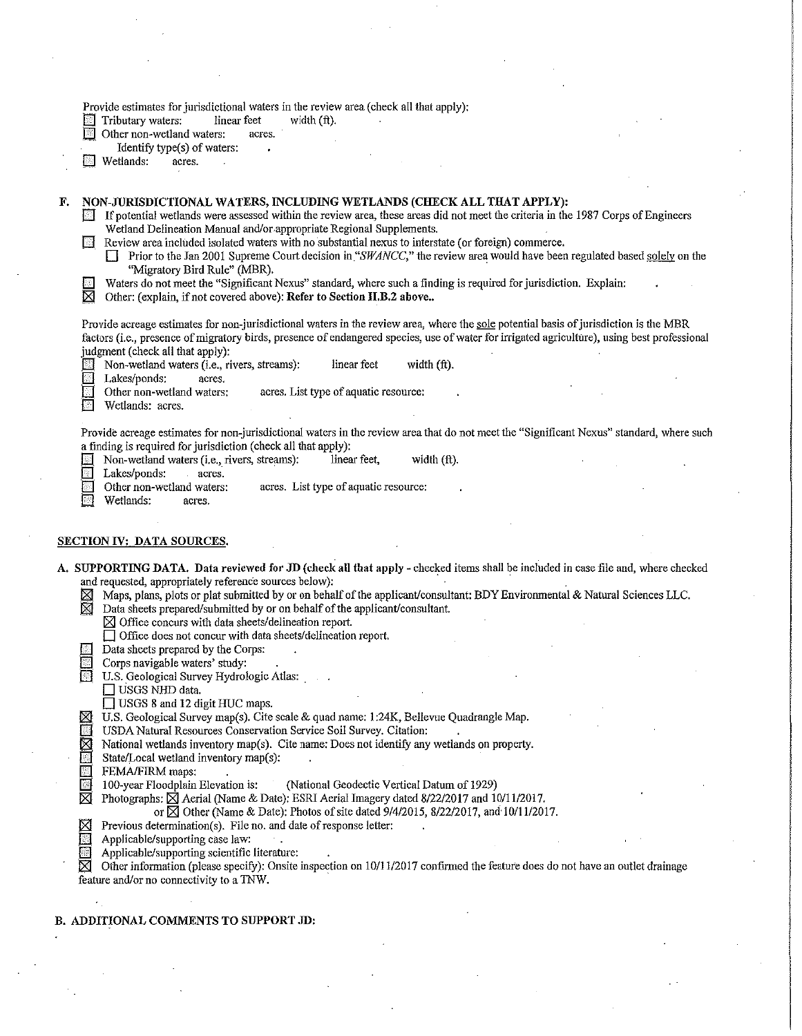Provide estimates for jurisdictional waters in the review area (check all that apply):

☐ Tributary waters: linear feet width (ft).

☐ Other non-wetland waters: acres.

Identify type(s) of waters: .

☐ Wetlands: acres.

**F. NON-JURISDICTIONAL WATERS, INCLUDING WETLANDS (CHECK ALL THAT APPLY):**

☐ If potential wetlands were assessed within the review area, these areas did not meet the criteria in the 1987 Corps of Engineers Wetland Delineation Manual and/or appropriate Regional Supplements.

☐ Review area included isolated waters with no substantial nexus to interstate (or foreign) commerce.

☐ Prior to the Jan 2001 Supreme Court decision in *"SWANCC,"* the review area would have been regulated based solely on the "Migratory Bird Rule" (MBR).

☐ Waters do not meet the "Significant Nexus" standard, where such a finding is required for jurisdiction. Explain: .

☒ Other: (explain, if not covered above): **Refer to Section II.B.2 above..**

Provide acreage estimates for non-jurisdictional waters in the review area, where the sole potential basis of jurisdiction is the MBR factors (i.e., presence of migratory birds, presence of endangered species, use of water for irrigated agriculture), using best professional judgment (check all that apply):

☐ Non-wetland waters (i.e., rivers, streams): linear feet width (ft).

☐ Lakes/ponds: acres.

☐ Other non-wetland waters: acres. List type of aquatic resource: .

☐ Wetlands: acres.

Provide acreage estimates for non-jurisdictional waters in the review area that do not meet the "Significant Nexus" standard, where such a finding is required for jurisdiction (check all that apply):

☐ Non-wetland waters (i.e., rivers, streams): linear feet, width (ft).

☐ Lakes/ponds: acres.

☐ Other non-wetland waters: acres. List type of aquatic resource: .

☐ Wetlands: acres.

## SECTION IV: DATA SOURCES.

**A. SUPPORTING DATA. Data reviewed for JD (check all that apply** - checked items shall be included in case file and, where checked and requested, appropriately reference sources below):

☒ Maps, plans, plots or plat submitted by or on behalf of the applicant/consultant: BDY Environmental & Natural Sciences LLC.

☒ Data sheets prepared/submitted by or on behalf of the applicant/consultant.

☒ Office concurs with data sheets/delineation report.

☐ Office does not concur with data sheets/delineation report.

☐ Data sheets prepared by the Corps: .

☐ Corps navigable waters' study: .

☐ U.S. Geological Survey Hydrologic Atlas: .

☐ USGS NHD data.

☐ USGS 8 and 12 digit HUC maps.

☒ U.S. Geological Survey map(s). Cite scale & quad name: 1:24K, Bellevue Quadrangle Map.

☐ USDA Natural Resources Conservation Service Soil Survey. Citation: .

☒ National wetlands inventory map(s). Cite name: Does not identify any wetlands on property.

☐ State/Local wetland inventory map(s): .

☐ FEMA/FIRM maps: .

☐ 100-year Floodplain Elevation is: (National Geodectic Vertical Datum of 1929)

☒ Photographs: ☒ Aerial (Name & Date): ESRI Aerial Imagery dated 8/22/2017 and 10/11/2017.

or ☒ Other (Name & Date): Photos of site dated 9/4/2015, 8/22/2017, and 10/11/2017.

☒ Previous determination(s). File no. and date of response letter: .

☐ Applicable/supporting case law: .

☐ Applicable/supporting scientific literature: .

☒ Other information (please specify): Onsite inspection on 10/11/2017 confirmed the feature does do not have an outlet drainage feature and/or no connectivity to a TNW.

**B. ADDITIONAL COMMENTS TO SUPPORT JD:**